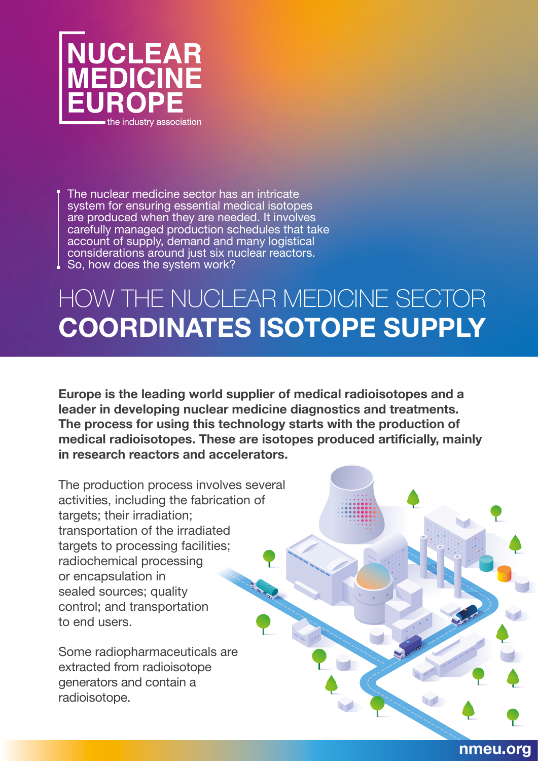# NUCLEAR MEDICINE EUROPE

the industry association

The nuclear medicine sector has an intricate system for ensuring essential medical isotopes are produced when they are needed. It involves carefully managed production schedules that take account of supply, demand and many logistical considerations around just six nuclear reactors. So, how does the system work?

# HOW THE NUCLEAR MEDICINE SECTOR **COORDINATES ISOTOPE SUPPLY**

**Europe is the leading world supplier of medical radioisotopes and a leader in developing nuclear medicine diagnostics and treatments. The process for using this technology starts with the production of medical radioisotopes. These are isotopes produced artificially, mainly in research reactors and accelerators.**

The production process involves several activities, including the fabrication of targets; their irradiation; transportation of the irradiated targets to processing facilities; radiochemical processing or encapsulation in sealed sources; quality control; and transportation to end users.

Some radiopharmaceuticals are extracted from radioisotope generators and contain a radioisotope.

nmeu.org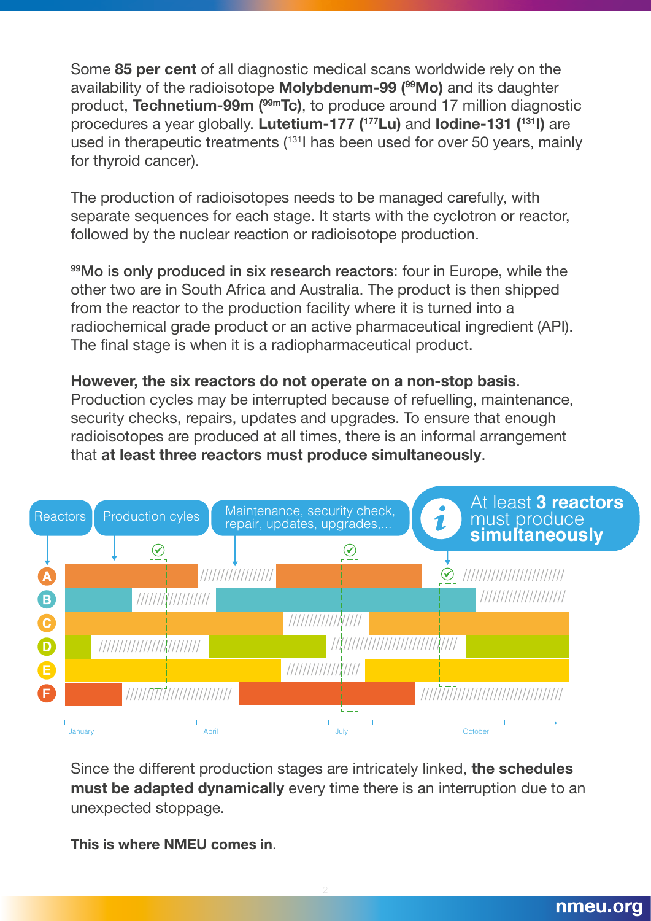Some **85 per cent** of all diagnostic medical scans worldwide rely on the availability of the radioisotope **Molybdenum-99 ($^{99}$Mo)** and its daughter product, **Technetium-99m ($^{99m}$Tc)**, to produce around 17 million diagnostic procedures a year globally. **Lutetium-177 ($^{177}$Lu)** and **Iodine-131 ($^{131}$I)** are used in therapeutic treatments ($^{131}$I has been used for over 50 years, mainly for thyroid cancer).

The production of radioisotopes needs to be managed carefully, with separate sequences for each stage. It starts with the cyclotron or reactor, followed by the nuclear reaction or radioisotope production.

**$^{99}$Mo is only produced in six research reactors**: four in Europe, while the other two are in South Africa and Australia. The product is then shipped from the reactor to the production facility where it is turned into a radiochemical grade product or an active pharmaceutical ingredient (API). The final stage is when it is a radiopharmaceutical product.

**However, the six reactors do not operate on a non-stop basis**. Production cycles may be interrupted because of refuelling, maintenance, security checks, repairs, updates and upgrades. To ensure that enough radioisotopes are produced at all times, there is an informal arrangement that **at least three reactors must produce simultaneously**.

Reactors | Production cyles | Maintenance, security check, repair, updates, upgrades,... | At least **3 reactors** must produce **simultaneously**

A B C D E F

January April July October

Since the different production stages are intricately linked, **the schedules must be adapted dynamically** every time there is an interruption due to an unexpected stoppage.

**This is where NMEU comes in**.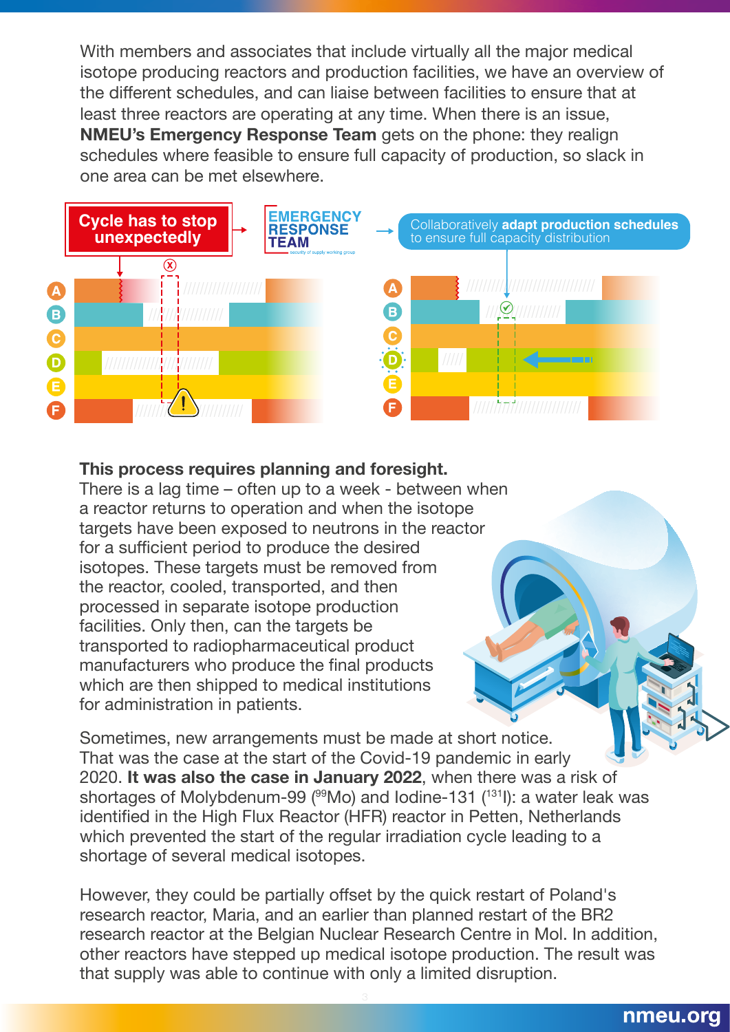With members and associates that include virtually all the major medical isotope producing reactors and production facilities, we have an overview of the different schedules, and can liaise between facilities to ensure that at least three reactors are operating at any time. When there is an issue, **NMEU's Emergency Response Team** gets on the phone: they realign schedules where feasible to ensure full capacity of production, so slack in one area can be met elsewhere.

Cycle has to stop unexpectedly → EMERGENCY RESPONSE TEAM → Collaboratively **adapt production schedules** to ensure full capacity distribution

**This process requires planning and foresight.**
There is a lag time – often up to a week - between when a reactor returns to operation and when the isotope targets have been exposed to neutrons in the reactor for a sufficient period to produce the desired isotopes. These targets must be removed from the reactor, cooled, transported, and then processed in separate isotope production facilities. Only then, can the targets be transported to radiopharmaceutical product manufacturers who produce the final products which are then shipped to medical institutions for administration in patients.

Sometimes, new arrangements must be made at short notice. That was the case at the start of the Covid-19 pandemic in early 2020. **It was also the case in January 2022**, when there was a risk of shortages of Molybdenum-99 ($^{99}$Mo) and Iodine-131 ($^{131}$I): a water leak was identified in the High Flux Reactor (HFR) reactor in Petten, Netherlands which prevented the start of the regular irradiation cycle leading to a shortage of several medical isotopes.

However, they could be partially offset by the quick restart of Poland's research reactor, Maria, and an earlier than planned restart of the BR2 research reactor at the Belgian Nuclear Research Centre in Mol. In addition, other reactors have stepped up medical isotope production. The result was that supply was able to continue with only a limited disruption.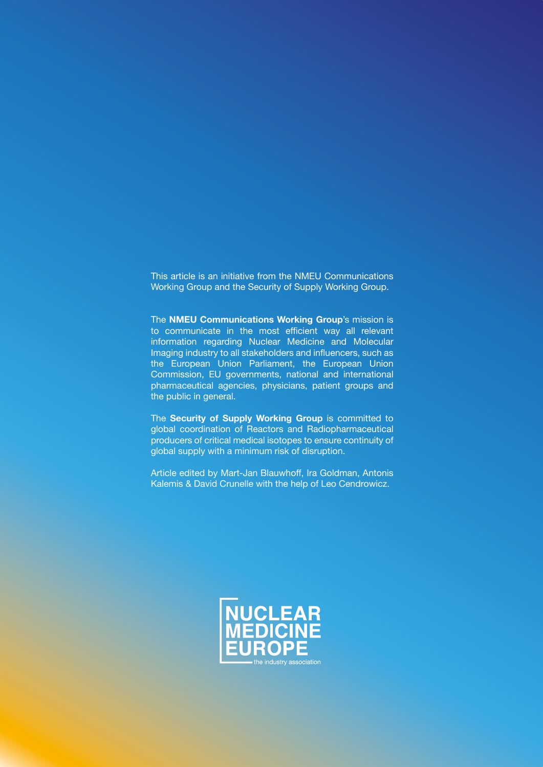This article is an initiative from the NMEU Communications Working Group and the Security of Supply Working Group.

The **NMEU Communications Working Group**'s mission is to communicate in the most efficient way all relevant information regarding Nuclear Medicine and Molecular Imaging industry to all stakeholders and influencers, such as the European Union Parliament, the European Union Commission, EU governments, national and international pharmaceutical agencies, physicians, patient groups and the public in general.

The **Security of Supply Working Group** is committed to global coordination of Reactors and Radiopharmaceutical producers of critical medical isotopes to ensure continuity of global supply with a minimum risk of disruption.

Article edited by Mart-Jan Blauwhoff, Ira Goldman, Antonis Kalemis & David Crunelle with the help of Leo Cendrowicz.

NUCLEAR MEDICINE EUROPE
the industry association